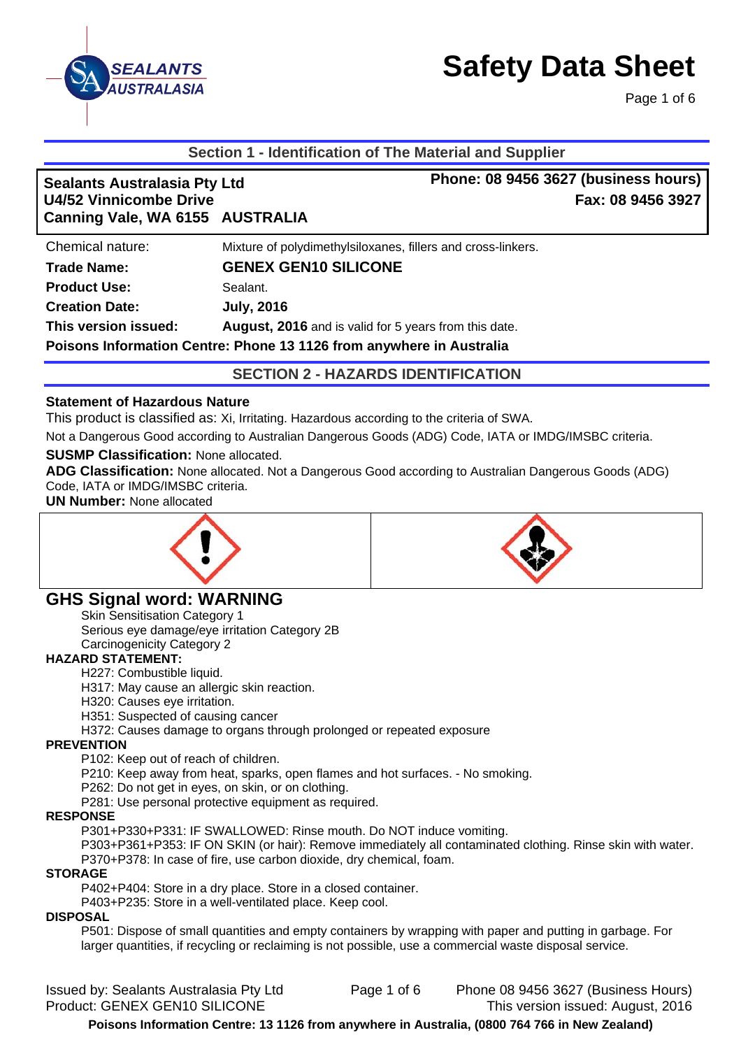# Safety Data Sheet

## Section 1 - Identification of The Material and Supplier

**Sealants Australasia Pty Ltd**
**U4/52 Vinnicombe Drive**
**Canning Vale, WA 6155 AUSTRALIA**

**Phone: 08 9456 3627 (business hours)**
**Fax: 08 9456 3927**

| | |
|---|---|
| Chemical nature: | Mixture of polydimethylsiloxanes, fillers and cross-linkers. |
| **Trade Name:** | **GENEX GEN10 SILICONE** |
| **Product Use:** | Sealant. |
| **Creation Date:** | **July, 2016** |
| **This version issued:** | **August, 2016** and is valid for 5 years from this date. |

**Poisons Information Centre: Phone 13 1126 from anywhere in Australia**

## SECTION 2 - HAZARDS IDENTIFICATION

**Statement of Hazardous Nature**

This product is classified as: Xi, Irritating. Hazardous according to the criteria of SWA.

Not a Dangerous Good according to Australian Dangerous Goods (ADG) Code, IATA or IMDG/IMSBC criteria.

**SUSMP Classification:** None allocated.

**ADG Classification:** None allocated. Not a Dangerous Good according to Australian Dangerous Goods (ADG) Code, IATA or IMDG/IMSBC criteria.

**UN Number:** None allocated

## GHS Signal word: WARNING

Skin Sensitisation Category 1
Serious eye damage/eye irritation Category 2B
Carcinogenicity Category 2

**HAZARD STATEMENT:**

H227: Combustible liquid.
H317: May cause an allergic skin reaction.
H320: Causes eye irritation.
H351: Suspected of causing cancer
H372: Causes damage to organs through prolonged or repeated exposure

**PREVENTION**

P102: Keep out of reach of children.
P210: Keep away from heat, sparks, open flames and hot surfaces. - No smoking.
P262: Do not get in eyes, on skin, or on clothing.
P281: Use personal protective equipment as required.

**RESPONSE**

P301+P330+P331: IF SWALLOWED: Rinse mouth. Do NOT induce vomiting.
P303+P361+P353: IF ON SKIN (or hair): Remove immediately all contaminated clothing. Rinse skin with water.
P370+P378: In case of fire, use carbon dioxide, dry chemical, foam.

**STORAGE**

P402+P404: Store in a dry place. Store in a closed container.
P403+P235: Store in a well-ventilated place. Keep cool.

**DISPOSAL**

P501: Dispose of small quantities and empty containers by wrapping with paper and putting in garbage. For larger quantities, if recycling or reclaiming is not possible, use a commercial waste disposal service.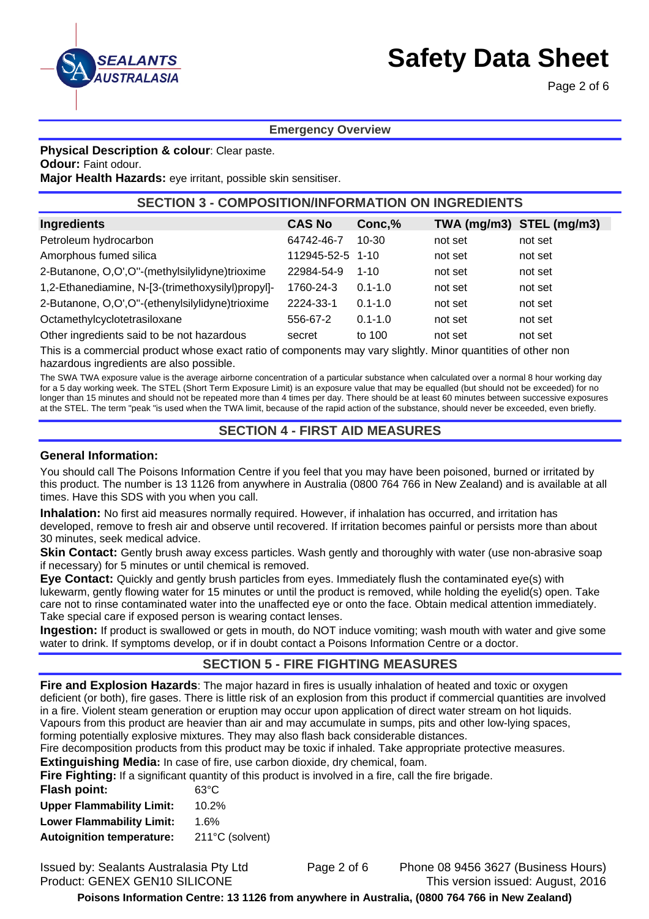## Emergency Overview

**Physical Description & colour**: Clear paste.
**Odour:** Faint odour.
**Major Health Hazards:** eye irritant, possible skin sensitiser.

## SECTION 3 - COMPOSITION/INFORMATION ON INGREDIENTS

| Ingredients | CAS No | Conc,% | TWA (mg/m3) | STEL (mg/m3) |
|---|---|---|---|---|
| Petroleum hydrocarbon | 64742-46-7 | 10-30 | not set | not set |
| Amorphous fumed silica | 112945-52-5 | 1-10 | not set | not set |
| 2-Butanone, O,O',O"-(methylsilylidyne)trioxime | 22984-54-9 | 1-10 | not set | not set |
| 1,2-Ethanediamine, N-[3-(trimethoxysilyl)propyl]- | 1760-24-3 | 0.1-1.0 | not set | not set |
| 2-Butanone, O,O',O"-(ethenylsilylidyne)trioxime | 2224-33-1 | 0.1-1.0 | not set | not set |
| Octamethylcyclotetrasiloxane | 556-67-2 | 0.1-1.0 | not set | not set |
| Other ingredients said to be not hazardous | secret | to 100 | not set | not set |

This is a commercial product whose exact ratio of components may vary slightly. Minor quantities of other non hazardous ingredients are also possible.

The SWA TWA exposure value is the average airborne concentration of a particular substance when calculated over a normal 8 hour working day for a 5 day working week. The STEL (Short Term Exposure Limit) is an exposure value that may be equalled (but should not be exceeded) for no longer than 15 minutes and should not be repeated more than 4 times per day. There should be at least 60 minutes between successive exposures at the STEL. The term "peak "is used when the TWA limit, because of the rapid action of the substance, should never be exceeded, even briefly.

## SECTION 4 - FIRST AID MEASURES

### General Information:

You should call The Poisons Information Centre if you feel that you may have been poisoned, burned or irritated by this product. The number is 13 1126 from anywhere in Australia (0800 764 766 in New Zealand) and is available at all times. Have this SDS with you when you call.

**Inhalation:** No first aid measures normally required. However, if inhalation has occurred, and irritation has developed, remove to fresh air and observe until recovered. If irritation becomes painful or persists more than about 30 minutes, seek medical advice.

**Skin Contact:** Gently brush away excess particles. Wash gently and thoroughly with water (use non-abrasive soap if necessary) for 5 minutes or until chemical is removed.

**Eye Contact:** Quickly and gently brush particles from eyes. Immediately flush the contaminated eye(s) with lukewarm, gently flowing water for 15 minutes or until the product is removed, while holding the eyelid(s) open. Take care not to rinse contaminated water into the unaffected eye or onto the face. Obtain medical attention immediately. Take special care if exposed person is wearing contact lenses.

**Ingestion:** If product is swallowed or gets in mouth, do NOT induce vomiting; wash mouth with water and give some water to drink. If symptoms develop, or if in doubt contact a Poisons Information Centre or a doctor.

## SECTION 5 - FIRE FIGHTING MEASURES

**Fire and Explosion Hazards**: The major hazard in fires is usually inhalation of heated and toxic or oxygen deficient (or both), fire gases. There is little risk of an explosion from this product if commercial quantities are involved in a fire. Violent steam generation or eruption may occur upon application of direct water stream on hot liquids. Vapours from this product are heavier than air and may accumulate in sumps, pits and other low-lying spaces, forming potentially explosive mixtures. They may also flash back considerable distances.
Fire decomposition products from this product may be toxic if inhaled. Take appropriate protective measures.

**Extinguishing Media:** In case of fire, use carbon dioxide, dry chemical, foam.

**Fire Fighting:** If a significant quantity of this product is involved in a fire, call the fire brigade.

**Flash point:** 63°C
**Upper Flammability Limit:** 10.2%
**Lower Flammability Limit:** 1.6%
**Autoignition temperature:** 211°C (solvent)

Issued by: Sealants Australasia Pty Ltd
Product: GENEX GEN10 SILICONE
Phone 08 9456 3627 (Business Hours)
This version issued: August, 2016

**Poisons Information Centre: 13 1126 from anywhere in Australia, (0800 764 766 in New Zealand)**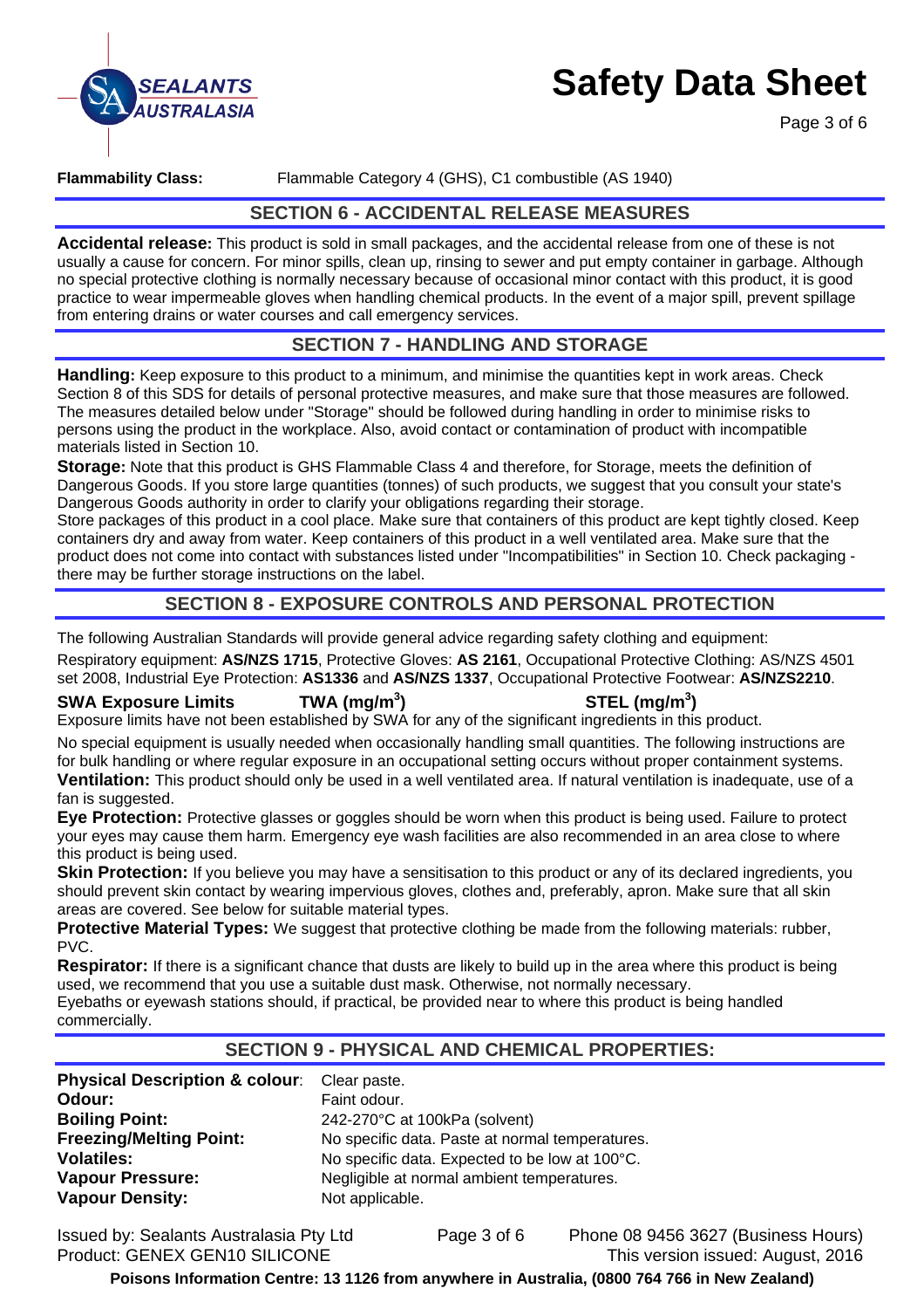**Flammability Class:** Flammable Category 4 (GHS), C1 combustible (AS 1940)

## SECTION 6 - ACCIDENTAL RELEASE MEASURES

**Accidental release:** This product is sold in small packages, and the accidental release from one of these is not usually a cause for concern. For minor spills, clean up, rinsing to sewer and put empty container in garbage. Although no special protective clothing is normally necessary because of occasional minor contact with this product, it is good practice to wear impermeable gloves when handling chemical products. In the event of a major spill, prevent spillage from entering drains or water courses and call emergency services.

## SECTION 7 - HANDLING AND STORAGE

**Handling:** Keep exposure to this product to a minimum, and minimise the quantities kept in work areas. Check Section 8 of this SDS for details of personal protective measures, and make sure that those measures are followed. The measures detailed below under "Storage" should be followed during handling in order to minimise risks to persons using the product in the workplace. Also, avoid contact or contamination of product with incompatible materials listed in Section 10.

**Storage:** Note that this product is GHS Flammable Class 4 and therefore, for Storage, meets the definition of Dangerous Goods. If you store large quantities (tonnes) of such products, we suggest that you consult your state's Dangerous Goods authority in order to clarify your obligations regarding their storage.

Store packages of this product in a cool place. Make sure that containers of this product are kept tightly closed. Keep containers dry and away from water. Keep containers of this product in a well ventilated area. Make sure that the product does not come into contact with substances listed under "Incompatibilities" in Section 10. Check packaging - there may be further storage instructions on the label.

## SECTION 8 - EXPOSURE CONTROLS AND PERSONAL PROTECTION

The following Australian Standards will provide general advice regarding safety clothing and equipment:

Respiratory equipment: **AS/NZS 1715**, Protective Gloves: **AS 2161**, Occupational Protective Clothing: AS/NZS 4501 set 2008, Industrial Eye Protection: **AS1336** and **AS/NZS 1337**, Occupational Protective Footwear: **AS/NZS2210**.

| SWA Exposure Limits | TWA ($mg/m^3$) | STEL ($mg/m^3$) |
|---|---|---|

Exposure limits have not been established by SWA for any of the significant ingredients in this product.

No special equipment is usually needed when occasionally handling small quantities. The following instructions are for bulk handling or where regular exposure in an occupational setting occurs without proper containment systems.

**Ventilation:** This product should only be used in a well ventilated area. If natural ventilation is inadequate, use of a fan is suggested.

**Eye Protection:** Protective glasses or goggles should be worn when this product is being used. Failure to protect your eyes may cause them harm. Emergency eye wash facilities are also recommended in an area close to where this product is being used.

**Skin Protection:** If you believe you may have a sensitisation to this product or any of its declared ingredients, you should prevent skin contact by wearing impervious gloves, clothes and, preferably, apron. Make sure that all skin areas are covered. See below for suitable material types.

**Protective Material Types:** We suggest that protective clothing be made from the following materials: rubber, PVC.

**Respirator:** If there is a significant chance that dusts are likely to build up in the area where this product is being used, we recommend that you use a suitable dust mask. Otherwise, not normally necessary.

Eyebaths or eyewash stations should, if practical, be provided near to where this product is being handled commercially.

## SECTION 9 - PHYSICAL AND CHEMICAL PROPERTIES:

| | |
|---|---|
| **Physical Description & colour:** | Clear paste. |
| **Odour:** | Faint odour. |
| **Boiling Point:** | 242-270°C at 100kPa (solvent) |
| **Freezing/Melting Point:** | No specific data. Paste at normal temperatures. |
| **Volatiles:** | No specific data. Expected to be low at 100°C. |
| **Vapour Pressure:** | Negligible at normal ambient temperatures. |
| **Vapour Density:** | Not applicable. |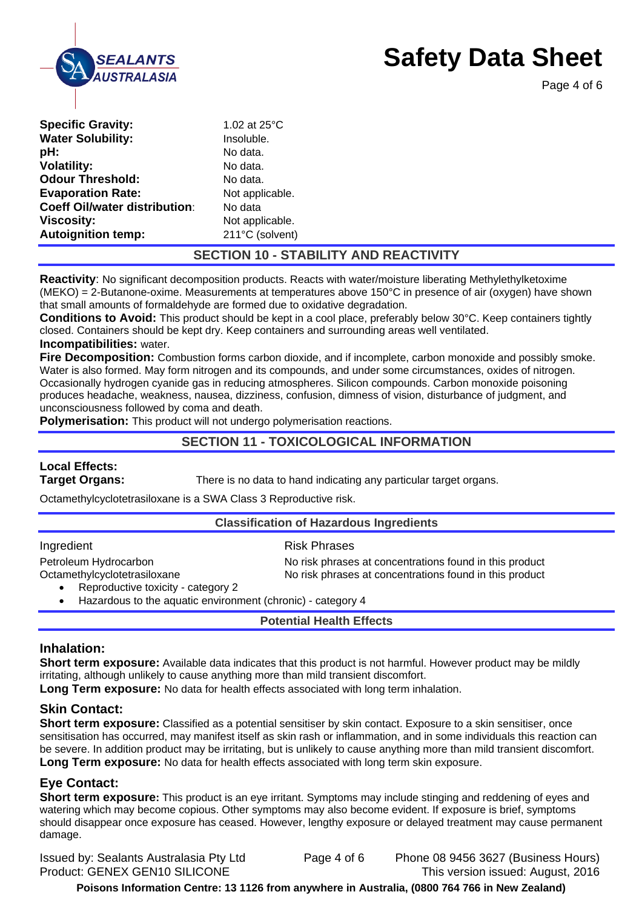| | |
|---|---|
| **Specific Gravity:** | 1.02 at 25°C |
| **Water Solubility:** | Insoluble. |
| **pH:** | No data. |
| **Volatility:** | No data. |
| **Odour Threshold:** | No data. |
| **Evaporation Rate:** | Not applicable. |
| **Coeff Oil/water distribution**: | No data |
| **Viscosity:** | Not applicable. |
| **Autoignition temp:** | 211°C (solvent) |

## SECTION 10 - STABILITY AND REACTIVITY

**Reactivity**: No significant decomposition products. Reacts with water/moisture liberating Methylethylketoxime (MEKO) = 2-Butanone-oxime. Measurements at temperatures above 150°C in presence of air (oxygen) have shown that small amounts of formaldehyde are formed due to oxidative degradation.

**Conditions to Avoid:** This product should be kept in a cool place, preferably below 30°C. Keep containers tightly closed. Containers should be kept dry. Keep containers and surrounding areas well ventilated.

**Incompatibilities:** water.

**Fire Decomposition:** Combustion forms carbon dioxide, and if incomplete, carbon monoxide and possibly smoke. Water is also formed. May form nitrogen and its compounds, and under some circumstances, oxides of nitrogen. Occasionally hydrogen cyanide gas in reducing atmospheres. Silicon compounds. Carbon monoxide poisoning produces headache, weakness, nausea, dizziness, confusion, dimness of vision, disturbance of judgment, and unconsciousness followed by coma and death.

**Polymerisation:** This product will not undergo polymerisation reactions.

## SECTION 11 - TOXICOLOGICAL INFORMATION

**Local Effects:**

**Target Organs:** There is no data to hand indicating any particular target organs.

Octamethylcyclotetrasiloxane is a SWA Class 3 Reproductive risk.

### Classification of Hazardous Ingredients

| Ingredient | Risk Phrases |
|---|---|
| Petroleum Hydrocarbon | No risk phrases at concentrations found in this product |
| Octamethylcyclotetrasiloxane | No risk phrases at concentrations found in this product |

- Reproductive toxicity - category 2
- Hazardous to the aquatic environment (chronic) - category 4

### Potential Health Effects

### Inhalation:

**Short term exposure:** Available data indicates that this product is not harmful. However product may be mildly irritating, although unlikely to cause anything more than mild transient discomfort.

**Long Term exposure:** No data for health effects associated with long term inhalation.

### Skin Contact:

**Short term exposure:** Classified as a potential sensitiser by skin contact. Exposure to a skin sensitiser, once sensitisation has occurred, may manifest itself as skin rash or inflammation, and in some individuals this reaction can be severe. In addition product may be irritating, but is unlikely to cause anything more than mild transient discomfort.

**Long Term exposure:** No data for health effects associated with long term skin exposure.

### Eye Contact:

**Short term exposure:** This product is an eye irritant. Symptoms may include stinging and reddening of eyes and watering which may become copious. Other symptoms may also become evident. If exposure is brief, symptoms should disappear once exposure has ceased. However, lengthy exposure or delayed treatment may cause permanent damage.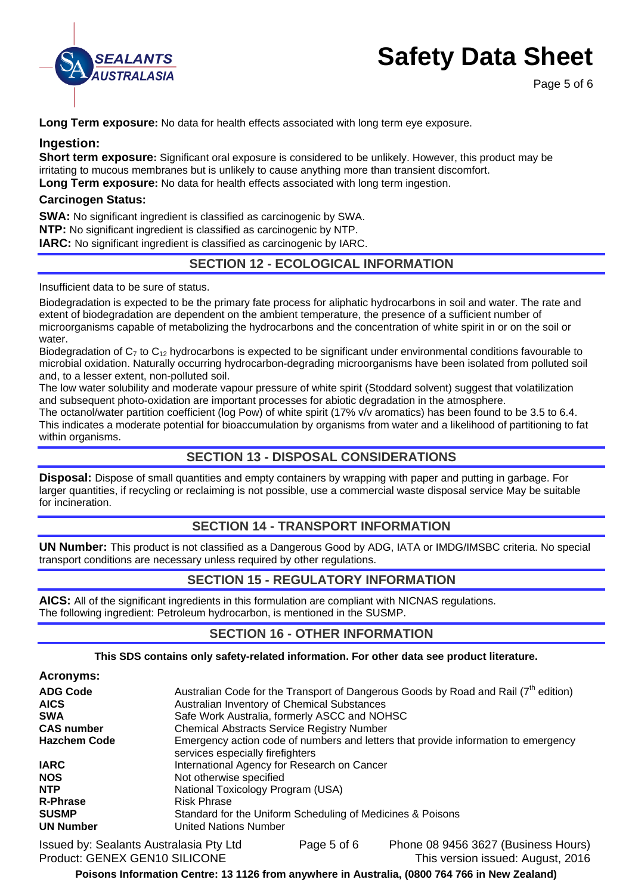**Long Term exposure:** No data for health effects associated with long term eye exposure.

### Ingestion:

**Short term exposure:** Significant oral exposure is considered to be unlikely. However, this product may be irritating to mucous membranes but is unlikely to cause anything more than transient discomfort.
**Long Term exposure:** No data for health effects associated with long term ingestion.

### Carcinogen Status:

**SWA:** No significant ingredient is classified as carcinogenic by SWA.
**NTP:** No significant ingredient is classified as carcinogenic by NTP.
**IARC:** No significant ingredient is classified as carcinogenic by IARC.

## SECTION 12 - ECOLOGICAL INFORMATION

Insufficient data to be sure of status.

Biodegradation is expected to be the primary fate process for aliphatic hydrocarbons in soil and water. The rate and extent of biodegradation are dependent on the ambient temperature, the presence of a sufficient number of microorganisms capable of metabolizing the hydrocarbons and the concentration of white spirit in or on the soil or water.
Biodegradation of $C_7$ to $C_{12}$ hydrocarbons is expected to be significant under environmental conditions favourable to microbial oxidation. Naturally occurring hydrocarbon-degrading microorganisms have been isolated from polluted soil and, to a lesser extent, non-polluted soil.
The low water solubility and moderate vapour pressure of white spirit (Stoddard solvent) suggest that volatilization and subsequent photo-oxidation are important processes for abiotic degradation in the atmosphere.
The octanol/water partition coefficient (log Pow) of white spirit (17% v/v aromatics) has been found to be 3.5 to 6.4. This indicates a moderate potential for bioaccumulation by organisms from water and a likelihood of partitioning to fat within organisms.

## SECTION 13 - DISPOSAL CONSIDERATIONS

**Disposal:** Dispose of small quantities and empty containers by wrapping with paper and putting in garbage. For larger quantities, if recycling or reclaiming is not possible, use a commercial waste disposal service May be suitable for incineration.

## SECTION 14 - TRANSPORT INFORMATION

**UN Number:** This product is not classified as a Dangerous Good by ADG, IATA or IMDG/IMSBC criteria. No special transport conditions are necessary unless required by other regulations.

## SECTION 15 - REGULATORY INFORMATION

**AICS:** All of the significant ingredients in this formulation are compliant with NICNAS regulations.
The following ingredient: Petroleum hydrocarbon, is mentioned in the SUSMP.

## SECTION 16 - OTHER INFORMATION

**This SDS contains only safety-related information. For other data see product literature.**

### Acronyms:

| | |
|---|---|
| **ADG Code** | Australian Code for the Transport of Dangerous Goods by Road and Rail (7th edition) |
| **AICS** | Australian Inventory of Chemical Substances |
| **SWA** | Safe Work Australia, formerly ASCC and NOHSC |
| **CAS number** | Chemical Abstracts Service Registry Number |
| **Hazchem Code** | Emergency action code of numbers and letters that provide information to emergency services especially firefighters |
| **IARC** | International Agency for Research on Cancer |
| **NOS** | Not otherwise specified |
| **NTP** | National Toxicology Program (USA) |
| **R-Phrase** | Risk Phrase |
| **SUSMP** | Standard for the Uniform Scheduling of Medicines & Poisons |
| **UN Number** | United Nations Number |

Issued by: Sealants Australasia Pty Ltd — Phone 08 9456 3627 (Business Hours)
Product: GENEX GEN10 SILICONE — This version issued: August, 2016

**Poisons Information Centre: 13 1126 from anywhere in Australia, (0800 764 766 in New Zealand)**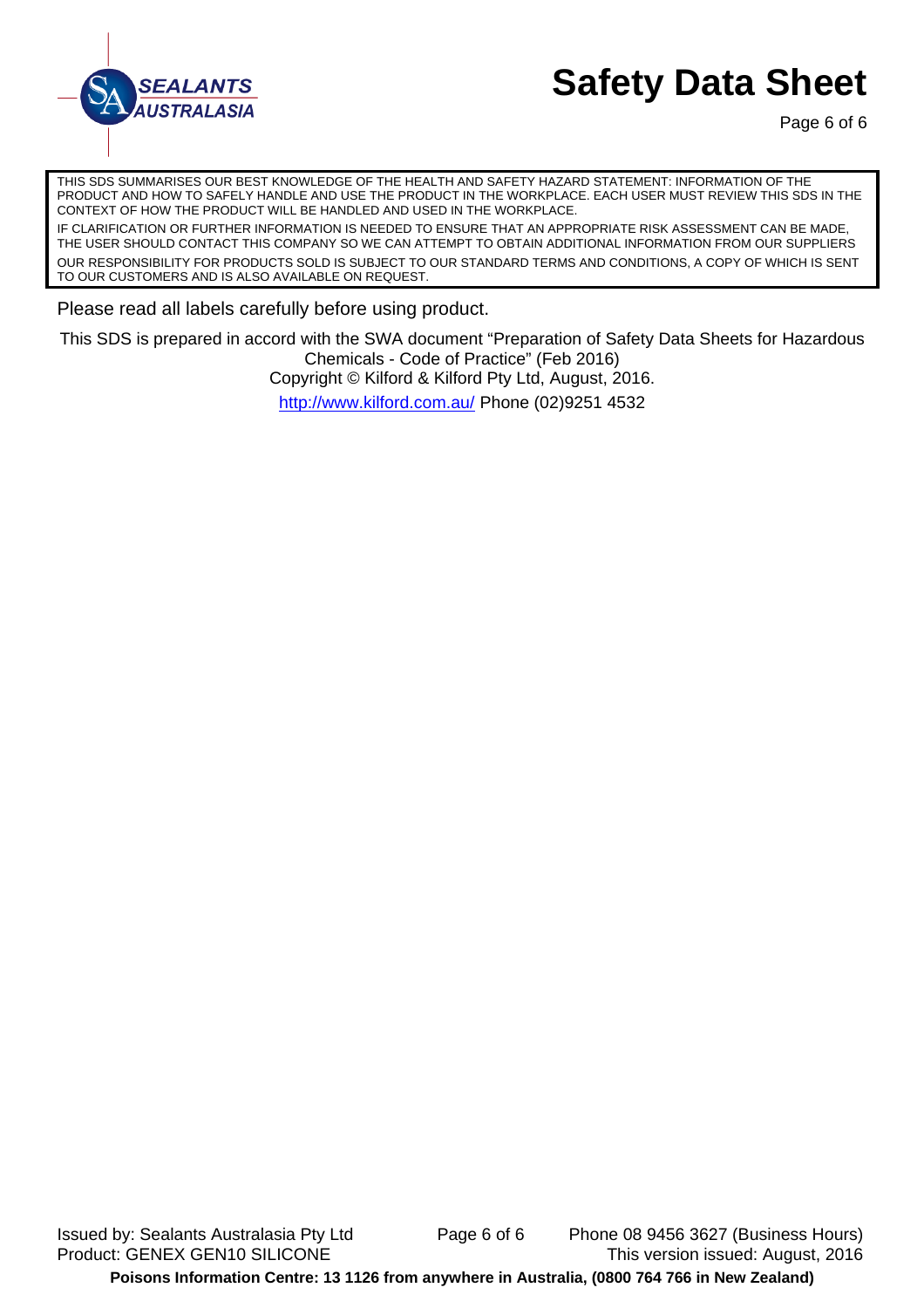THIS SDS SUMMARISES OUR BEST KNOWLEDGE OF THE HEALTH AND SAFETY HAZARD STATEMENT: INFORMATION OF THE PRODUCT AND HOW TO SAFELY HANDLE AND USE THE PRODUCT IN THE WORKPLACE. EACH USER MUST REVIEW THIS SDS IN THE CONTEXT OF HOW THE PRODUCT WILL BE HANDLED AND USED IN THE WORKPLACE.

IF CLARIFICATION OR FURTHER INFORMATION IS NEEDED TO ENSURE THAT AN APPROPRIATE RISK ASSESSMENT CAN BE MADE, THE USER SHOULD CONTACT THIS COMPANY SO WE CAN ATTEMPT TO OBTAIN ADDITIONAL INFORMATION FROM OUR SUPPLIERS

OUR RESPONSIBILITY FOR PRODUCTS SOLD IS SUBJECT TO OUR STANDARD TERMS AND CONDITIONS, A COPY OF WHICH IS SENT TO OUR CUSTOMERS AND IS ALSO AVAILABLE ON REQUEST.

Please read all labels carefully before using product.

This SDS is prepared in accord with the SWA document "Preparation of Safety Data Sheets for Hazardous Chemicals - Code of Practice" (Feb 2016)

Copyright © Kilford & Kilford Pty Ltd, August, 2016.

http://www.kilford.com.au/ Phone (02)9251 4532